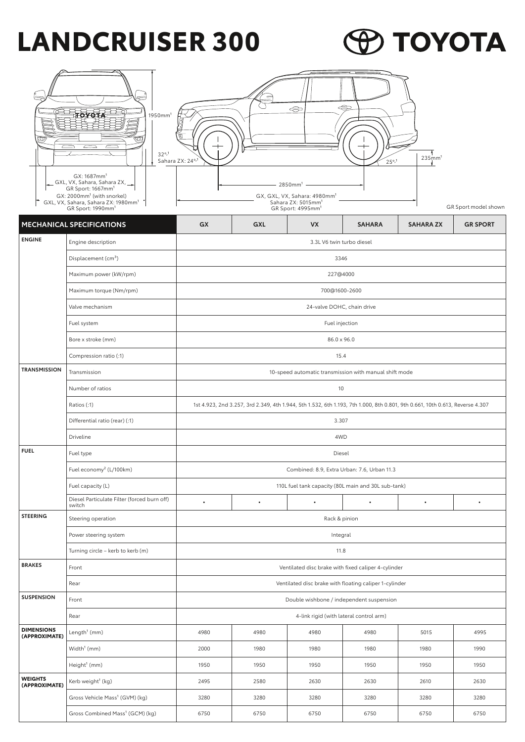# LANDCRUISER 300

TOYOTA

1950mm[1]

32°,[1]
Sahara ZX: 24°,[1]

25°,[1]

235mm[1]

GX: 1687mm[1]
GXL, VX, Sahara, Sahara ZX, GR Sport: 1667mm[1]
GX: 2000mm[1] (with snorkel)
GXL, VX, Sahara, Sahara ZX: 1980mm[1]
GR Sport: 1990mm[1]

2850mm[1]

GX, GXL, VX, Sahara: 4980mm[1]
Sahara ZX: 5015mm[1]
GR Sport: 4995mm[1]

GR Sport model shown

| MECHANICAL SPECIFICATIONS | | GX | GXL | VX | SAHARA | SAHARA ZX | GR SPORT |
|---|---|---|---|---|---|---|---|
| **ENGINE** | Engine description | 3.3L V6 twin turbo diesel | | | | | |
| | Displacement (cm³) | 3346 | | | | | |
| | Maximum power (kW/rpm) | 227@4000 | | | | | |
| | Maximum torque (Nm/rpm) | 700@1600–2600 | | | | | |
| | Valve mechanism | 24-valve DOHC, chain drive | | | | | |
| | Fuel system | Fuel injection | | | | | |
| | Bore x stroke (mm) | 86.0 x 96.0 | | | | | |
| | Compression ratio (:1) | 15.4 | | | | | |
| **TRANSMISSION** | Transmission | 10-speed automatic transmission with manual shift mode | | | | | |
| | Number of ratios | 10 | | | | | |
| | Ratios (:1) | 1st 4.923, 2nd 3.257, 3rd 2.349, 4th 1.944, 5th 1.532, 6th 1.193, 7th 1.000, 8th 0.801, 9th 0.661, 10th 0.613, Reverse 4.307 | | | | | |
| | Differential ratio (rear) (:1) | 3.307 | | | | | |
| | Driveline | 4WD | | | | | |
| **FUEL** | Fuel type | Diesel | | | | | |
| | Fuel economy[2] (L/100km) | Combined: 8.9, Extra Urban: 7.6, Urban 11.3 | | | | | |
| | Fuel capacity (L) | 110L fuel tank capacity (80L main and 30L sub-tank) | | | | | |
| | Diesel Particulate Filter (forced burn off) switch | • | • | • | • | • | • |
| **STEERING** | Steering operation | Rack & pinion | | | | | |
| | Power steering system | Integral | | | | | |
| | Turning circle – kerb to kerb (m) | 11.8 | | | | | |
| **BRAKES** | Front | Ventilated disc brake with fixed caliper 4-cylinder | | | | | |
| | Rear | Ventilated disc brake with floating caliper 1-cylinder | | | | | |
| **SUSPENSION** | Front | Double wishbone / independent suspension | | | | | |
| | Rear | 4-link rigid (with lateral control arm) | | | | | |
| **DIMENSIONS (APPROXIMATE)** | Length[1] (mm) | 4980 | 4980 | 4980 | 4980 | 5015 | 4995 |
| | Width[1] (mm) | 2000 | 1980 | 1980 | 1980 | 1980 | 1990 |
| | Height[1] (mm) | 1950 | 1950 | 1950 | 1950 | 1950 | 1950 |
| **WEIGHTS (APPROXIMATE)** | Kerb weight[1] (kg) | 2495 | 2580 | 2630 | 2630 | 2610 | 2630 |
| | Gross Vehicle Mass[1] (GVM) (kg) | 3280 | 3280 | 3280 | 3280 | 3280 | 3280 |
| | Gross Combined Mass[1] (GCM) (kg) | 6750 | 6750 | 6750 | 6750 | 6750 | 6750 |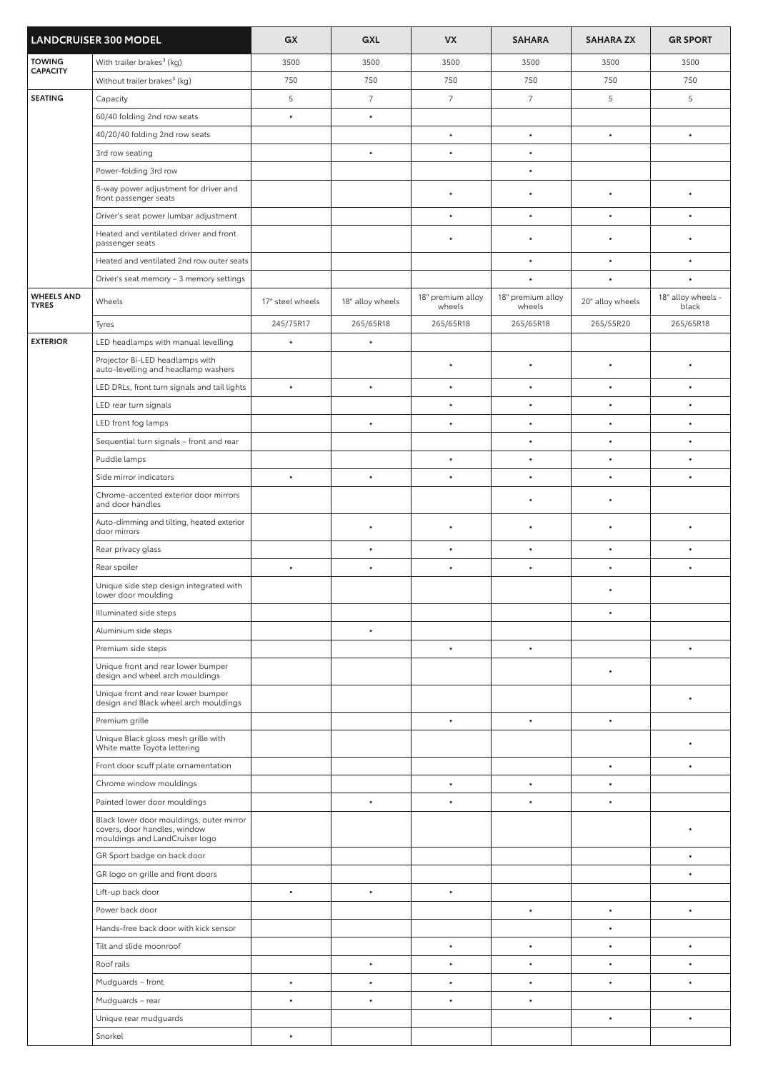| LANDCRUISER 300 MODEL | | GX | GXL | VX | SAHARA | SAHARA ZX | GR SPORT |
|---|---|---|---|---|---|---|---|
| TOWING CAPACITY | With trailer brakes[3] (kg) | 3500 | 3500 | 3500 | 3500 | 3500 | 3500 |
| | Without trailer brakes[3] (kg) | 750 | 750 | 750 | 750 | 750 | 750 |
| SEATING | Capacity | 5 | 7 | 7 | 7 | 5 | 5 |
| | 60/40 folding 2nd row seats | • | • | | | | |
| | 40/20/40 folding 2nd row seats | | | • | • | • | • |
| | 3rd row seating | | • | • | • | | |
| | Power-folding 3rd row | | | | • | | |
| | 8-way power adjustment for driver and front passenger seats | | | • | • | • | • |
| | Driver's seat power lumbar adjustment | | | • | • | • | • |
| | Heated and ventilated driver and front passenger seats | | | • | • | • | • |
| | Heated and ventilated 2nd row outer seats | | | | • | • | • |
| | Driver's seat memory – 3 memory settings | | | | • | • | • |
| WHEELS AND TYRES | Wheels | 17" steel wheels | 18" alloy wheels | 18" premium alloy wheels | 18" premium alloy wheels | 20" alloy wheels | 18" alloy wheels - black |
| | Tyres | 245/75R17 | 265/65R18 | 265/65R18 | 265/65R18 | 265/55R20 | 265/65R18 |
| EXTERIOR | LED headlamps with manual levelling | • | • | | | | |
| | Projector Bi-LED headlamps with auto-levelling and headlamp washers | | | • | • | • | • |
| | LED DRLs, front turn signals and tail lights | • | • | • | • | • | • |
| | LED rear turn signals | | | • | • | • | • |
| | LED front fog lamps | | • | • | • | • | • |
| | Sequential turn signals – front and rear | | | | • | • | • |
| | Puddle lamps | | | • | • | • | • |
| | Side mirror indicators | • | • | • | • | • | • |
| | Chrome-accented exterior door mirrors and door handles | | | | • | • | |
| | Auto-dimming and tilting, heated exterior door mirrors | | • | • | • | • | • |
| | Rear privacy glass | | • | • | • | • | • |
| | Rear spoiler | • | • | • | • | • | • |
| | Unique side step design integrated with lower door moulding | | | | | • | |
| | Illuminated side steps | | | | | • | |
| | Aluminium side steps | | • | | | | |
| | Premium side steps | | | • | • | | • |
| | Unique front and rear lower bumper design and wheel arch mouldings | | | | | • | |
| | Unique front and rear lower bumper design and Black wheel arch mouldings | | | | | | • |
| | Premium grille | | | • | • | • | |
| | Unique Black gloss mesh grille with White matte Toyota lettering | | | | | | • |
| | Front door scuff plate ornamentation | | | | | • | • |
| | Chrome window mouldings | | | • | • | • | |
| | Painted lower door mouldings | | • | • | • | • | |
| | Black lower door mouldings, outer mirror covers, door handles, window mouldings and LandCruiser logo | | | | | | • |
| | GR Sport badge on back door | | | | | | • |
| | GR logo on grille and front doors | | | | | | • |
| | Lift-up back door | • | • | • | | | |
| | Power back door | | | | • | • | • |
| | Hands-free back door with kick sensor | | | | | • | |
| | Tilt and slide moonroof | | | • | • | • | • |
| | Roof rails | | • | • | • | • | • |
| | Mudguards – front | • | • | • | • | • | • |
| | Mudguards – rear | • | • | • | • | | |
| | Unique rear mudguards | | | | | • | • |
| | Snorkel | • | | | | | |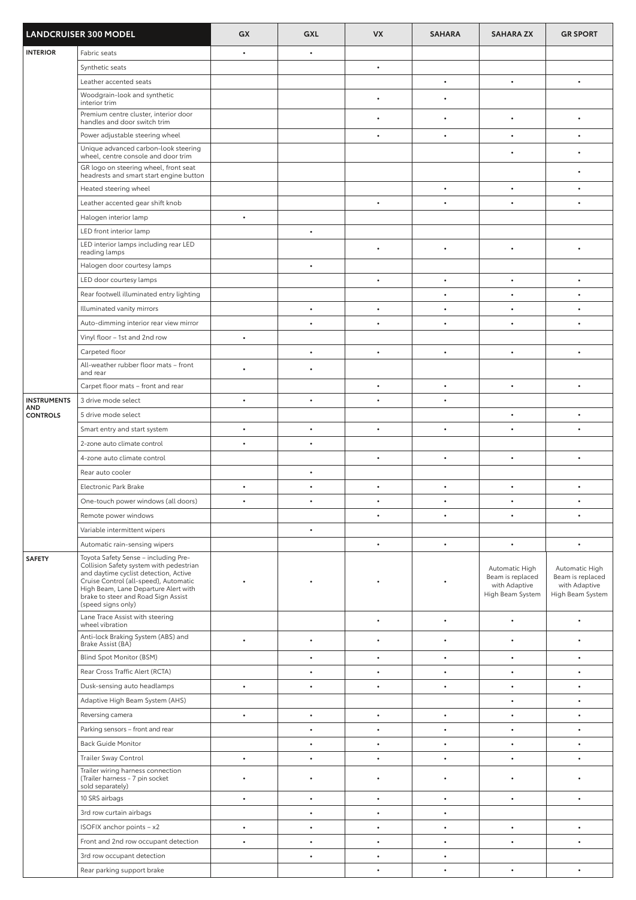| LANDCRUISER 300 MODEL | | GX | GXL | VX | SAHARA | SAHARA ZX | GR SPORT |
|---|---|---|---|---|---|---|---|
| INTERIOR | Fabric seats | • | • | | | | |
| | Synthetic seats | | | • | | | |
| | Leather accented seats | | | | • | • | • |
| | Woodgrain-look and synthetic interior trim | | | • | • | | |
| | Premium centre cluster, interior door handles and door switch trim | | | • | • | • | • |
| | Power adjustable steering wheel | | | • | • | • | • |
| | Unique advanced carbon-look steering wheel, centre console and door trim | | | | | • | • |
| | GR logo on steering wheel, front seat headrests and smart start engine button | | | | | | • |
| | Heated steering wheel | | | | • | • | • |
| | Leather accented gear shift knob | | | • | • | • | • |
| | Halogen interior lamp | • | | | | | |
| | LED front interior lamp | | • | | | | |
| | LED interior lamps including rear LED reading lamps | | | • | • | • | • |
| | Halogen door courtesy lamps | | • | | | | |
| | LED door courtesy lamps | | | • | • | • | • |
| | Rear footwell illuminated entry lighting | | | | • | • | • |
| | Illuminated vanity mirrors | | • | • | • | • | • |
| | Auto-dimming interior rear view mirror | | • | • | • | • | • |
| | Vinyl floor – 1st and 2nd row | • | | | | | |
| | Carpeted floor | | • | • | • | • | • |
| | All-weather rubber floor mats – front and rear | • | • | | | | |
| | Carpet floor mats – front and rear | | | • | • | • | • |
| INSTRUMENTS AND CONTROLS | 3 drive mode select | • | • | • | • | | |
| | 5 drive mode select | | | | | • | • |
| | Smart entry and start system | • | • | • | • | • | • |
| | 2-zone auto climate control | • | • | | | | |
| | 4-zone auto climate control | | | • | • | • | • |
| | Rear auto cooler | | • | | | | |
| | Electronic Park Brake | • | • | • | • | • | • |
| | One-touch power windows (all doors) | • | • | • | • | • | • |
| | Remote power windows | | | • | • | • | • |
| | Variable intermittent wipers | | • | | | | |
| | Automatic rain-sensing wipers | | | • | • | • | • |
| SAFETY | Toyota Safety Sense – including Pre-Collision Safety system with pedestrian and daytime cyclist detection, Active Cruise Control (all-speed), Automatic High Beam, Lane Departure Alert with brake to steer and Road Sign Assist (speed signs only) | • | • | • | • | Automatic High Beam is replaced with Adaptive High Beam System | Automatic High Beam is replaced with Adaptive High Beam System |
| | Lane Trace Assist with steering wheel vibration | | | • | • | • | • |
| | Anti-lock Braking System (ABS) and Brake Assist (BA) | • | • | • | • | • | • |
| | Blind Spot Monitor (BSM) | | • | • | • | • | • |
| | Rear Cross Traffic Alert (RCTA) | | • | • | • | • | • |
| | Dusk-sensing auto headlamps | • | • | • | • | • | • |
| | Adaptive High Beam System (AHS) | | | | | • | • |
| | Reversing camera | • | • | • | • | • | • |
| | Parking sensors – front and rear | | • | • | • | • | • |
| | Back Guide Monitor | | • | • | • | • | • |
| | Trailer Sway Control | • | • | • | • | • | • |
| | Trailer wiring harness connection (Trailer harness - 7 pin socket sold separately) | • | • | • | • | • | • |
| | 10 SRS airbags | • | • | • | • | • | • |
| | 3rd row curtain airbags | | • | • | • | | |
| | ISOFIX anchor points – x2 | • | • | • | • | • | • |
| | Front and 2nd row occupant detection | • | • | • | • | • | • |
| | 3rd row occupant detection | | • | • | • | | |
| | Rear parking support brake | | | • | • | • | • |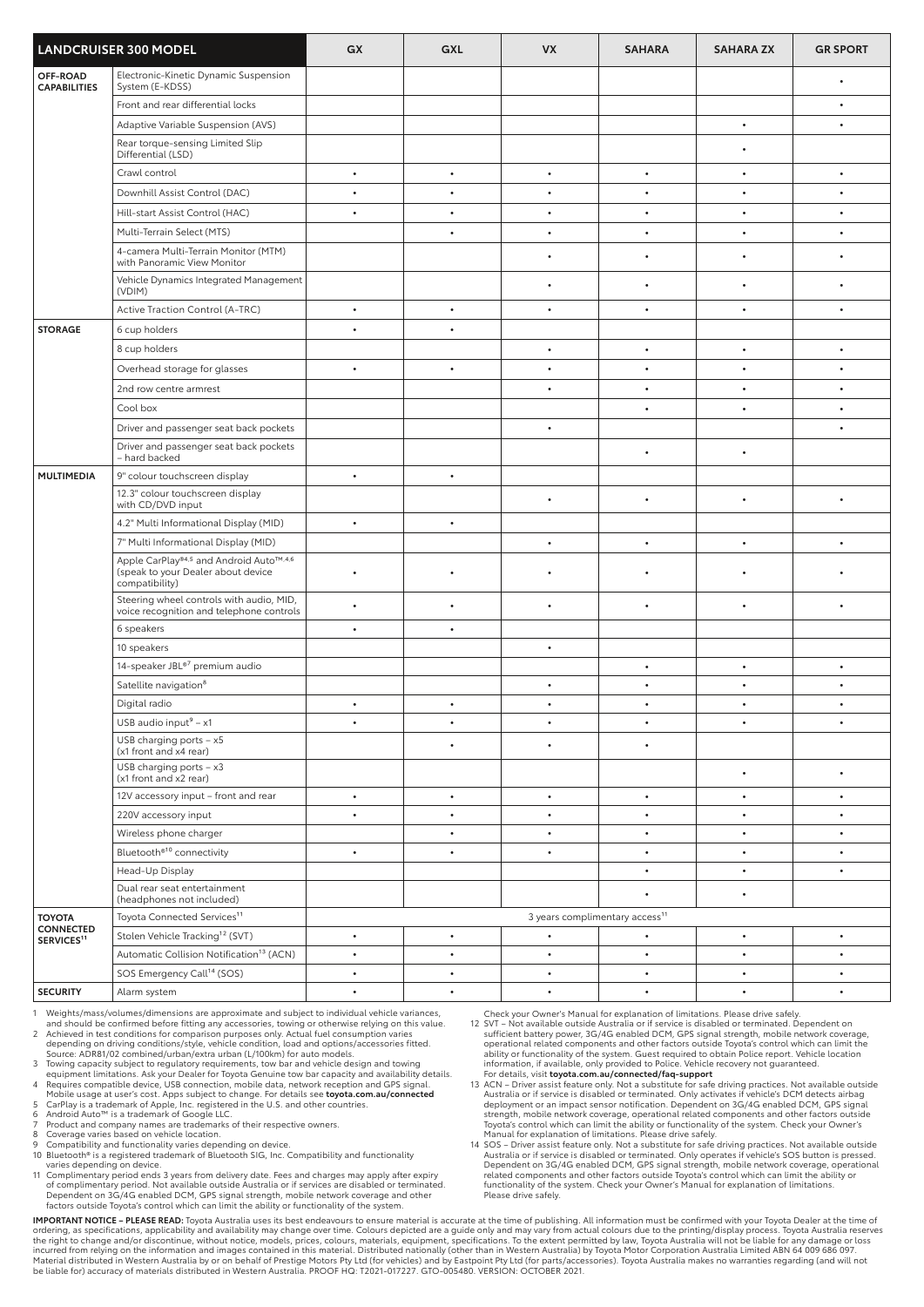| LANDCRUISER 300 MODEL | | GX | GXL | VX | SAHARA | SAHARA ZX | GR SPORT |
|---|---|---|---|---|---|---|---|
| OFF-ROAD CAPABILITIES | Electronic-Kinetic Dynamic Suspension System (E-KDSS) | | | | | | • |
| | Front and rear differential locks | | | | | | • |
| | Adaptive Variable Suspension (AVS) | | | | | • | • |
| | Rear torque-sensing Limited Slip Differential (LSD) | | | | | • | |
| | Crawl control | • | • | • | • | • | • |
| | Downhill Assist Control (DAC) | • | • | • | • | • | • |
| | Hill-start Assist Control (HAC) | • | • | • | • | • | • |
| | Multi-Terrain Select (MTS) | | • | • | • | • | • |
| | 4-camera Multi-Terrain Monitor (MTM) with Panoramic View Monitor | | | • | • | • | • |
| | Vehicle Dynamics Integrated Management (VDIM) | | | • | • | • | • |
| | Active Traction Control (A-TRC) | • | • | • | • | • | • |
| STORAGE | 6 cup holders | • | • | | | | |
| | 8 cup holders | | | • | • | • | • |
| | Overhead storage for glasses | • | • | • | • | • | • |
| | 2nd row centre armrest | | | • | • | • | • |
| | Cool box | | | | • | • | • |
| | Driver and passenger seat back pockets | | | • | | | • |
| | Driver and passenger seat back pockets – hard backed | | | | • | • | |
| MULTIMEDIA | 9" colour touchscreen display | • | • | | | | |
| | 12.3" colour touchscreen display with CD/DVD input | | | • | • | • | • |
| | 4.2" Multi Informational Display (MID) | • | • | | | | |
| | 7" Multi Informational Display (MID) | | | • | • | • | • |
| | Apple CarPlay®[4,5] and Android Auto™[4,6] (speak to your Dealer about device compatibility) | • | • | • | • | • | • |
| | Steering wheel controls with audio, MID, voice recognition and telephone controls | • | • | • | • | • | • |
| | 6 speakers | • | • | | | | |
| | 10 speakers | | | • | | | |
| | 14-speaker JBL®[7] premium audio | | | | • | • | • |
| | Satellite navigation[8] | | | • | • | • | • |
| | Digital radio | • | • | • | • | • | • |
| | USB audio input[9] – x1 | • | • | • | • | • | • |
| | USB charging ports – x5 (x1 front and x4 rear) | | • | • | • | | |
| | USB charging ports – x3 (x1 front and x2 rear) | | | | | • | • |
| | 12V accessory input – front and rear | • | • | • | • | • | • |
| | 220V accessory input | • | • | • | • | • | • |
| | Wireless phone charger | | • | • | • | • | • |
| | Bluetooth®[10] connectivity | • | • | • | • | • | • |
| | Head-Up Display | | | | • | • | • |
| | Dual rear seat entertainment (headphones not included) | | | | • | • | |
| TOYOTA CONNECTED SERVICES[11] | Toyota Connected Services[11] | 3 years complimentary access[11] | | | | | |
| | Stolen Vehicle Tracking[12] (SVT) | • | • | • | • | • | • |
| | Automatic Collision Notification[13] (ACN) | • | • | • | • | • | • |
| | SOS Emergency Call[14] (SOS) | • | • | • | • | • | • |
| SECURITY | Alarm system | • | • | • | • | • | • |

1 Weights/mass/volumes/dimensions are approximate and subject to individual vehicle variances, and should be confirmed before fitting any accessories, towing or otherwise relying on this value.
2 Achieved in test conditions for comparison purposes only. Actual fuel consumption varies depending on driving conditions/style, vehicle condition, load and options/accessories fitted. Source: ADR81/02 combined/urban/extra urban (L/100km) for auto models.
3 Towing capacity subject to regulatory requirements, tow bar and vehicle design and towing equipment limitations. Ask your Dealer for Toyota Genuine tow bar capacity and availability details.
4 Requires compatible device, USB connection, mobile data, network reception and GPS signal. Mobile usage at user's cost. Apps subject to change. For details see **toyota.com.au/connected**
5 CarPlay is a trademark of Apple, Inc. registered in the U.S. and other countries.
6 Android Auto™ is a trademark of Google LLC.
7 Product and company names are trademarks of their respective owners.
8 Coverage varies based on vehicle location.
9 Compatibility and functionality varies depending on device.
10 Bluetooth® is a registered trademark of Bluetooth SIG, Inc. Compatibility and functionality varies depending on device.
11 Complimentary period ends 3 years from delivery date. Fees and charges may apply after expiry of complimentary period. Not available outside Australia or if services are disabled or terminated. Dependent on 3G/4G enabled DCM, GPS signal strength, mobile network coverage and other factors outside Toyota's control which can limit the ability or functionality of the system. Check your Owner's Manual for explanation of limitations. Please drive safely.
12 SVT – Not available outside Australia or if service is disabled or terminated. Dependent on sufficient battery power, 3G/4G enabled DCM, GPS signal strength, mobile network coverage, operational related components and other factors outside Toyota's control which can limit the ability or functionality of the system. Guest required to obtain Police report. Vehicle location information, if available, only provided to Police. Vehicle recovery not guaranteed. For details, visit **toyota.com.au/connected/faq-support**
13 ACN – Driver assist feature only. Not a substitute for safe driving practices. Not available outside Australia or if service is disabled or terminated. Only activates if vehicle's DCM detects airbag deployment or an impact sensor notification. Dependent on 3G/4G enabled DCM, GPS signal strength, mobile network coverage, operational related components and other factors outside Toyota's control which can limit the ability or functionality of the system. Check your Owner's Manual for explanation of limitations. Please drive safely.
14 SOS – Driver assist feature only. Not a substitute for safe driving practices. Not available outside Australia or if service is disabled or terminated. Only operates if vehicle's SOS button is pressed. Dependent on 3G/4G enabled DCM, GPS signal strength, mobile network coverage, operational related components and other factors outside Toyota's control which can limit the ability or functionality of the system. Check your Owner's Manual for explanation of limitations. Please drive safely.

**IMPORTANT NOTICE – PLEASE READ:** Toyota Australia uses its best endeavours to ensure material is accurate at the time of publishing. All information must be confirmed with your Toyota Dealer at the time of ordering, as specifications, applicability and availability may change over time. Colours depicted are a guide only and may vary from actual colours due to the printing/display process. Toyota Australia reserves the right to change and/or discontinue, without notice, models, prices, colours, materials, equipment, specifications. To the extent permitted by law, Toyota Australia will not be liable for any damage or loss incurred from relying on the information and images contained in this material. Distributed nationally (other than in Western Australia) by Toyota Motor Corporation Australia Limited ABN 64 009 686 097. Material distributed in Western Australia by or on behalf of Prestige Motors Pty Ltd (for vehicles) and by Eastpoint Pty Ltd (for parts/accessories). Toyota Australia makes no warranties regarding (and will not be liable for) accuracy of materials distributed in Western Australia. PROOF HQ: T2021-017227. GTO-005480. VERSION: OCTOBER 2021.